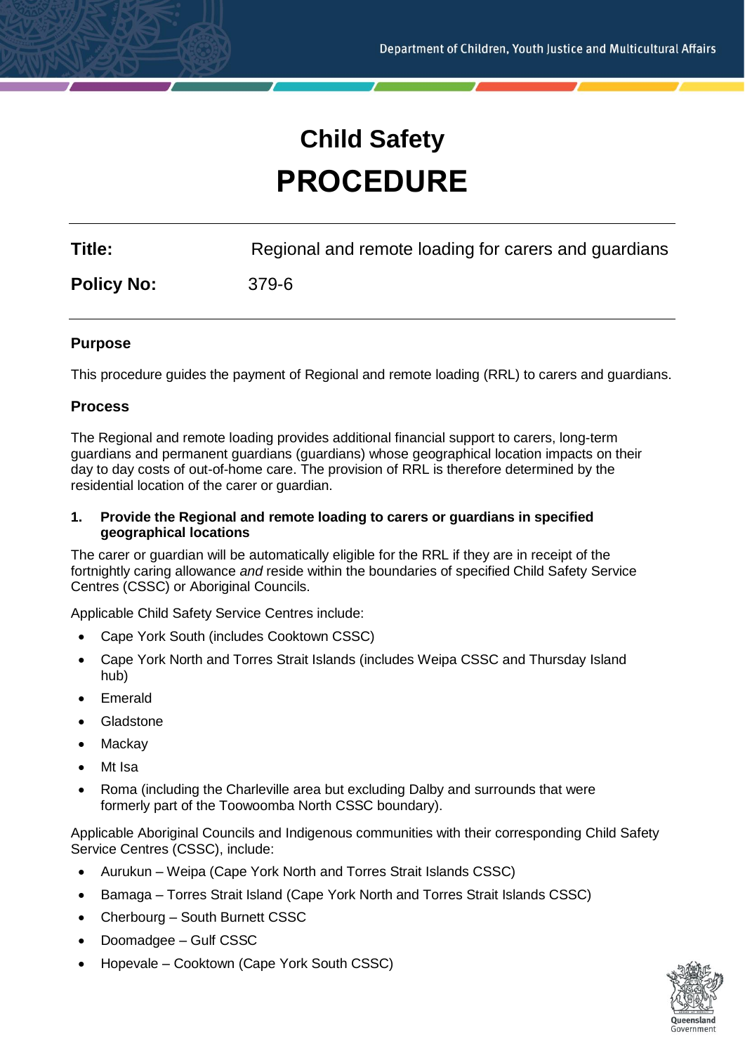# Child Safety
# PROCEDURE

| | |
|---|---|
| **Title:** | Regional and remote loading for carers and guardians |
| **Policy No:** | 379-6 |

## Purpose

This procedure guides the payment of Regional and remote loading (RRL) to carers and guardians.

## Process

The Regional and remote loading provides additional financial support to carers, long-term guardians and permanent guardians (guardians) whose geographical location impacts on their day to day costs of out-of-home care. The provision of RRL is therefore determined by the residential location of the carer or guardian.

### 1. Provide the Regional and remote loading to carers or guardians in specified geographical locations

The carer or guardian will be automatically eligible for the RRL if they are in receipt of the fortnightly caring allowance *and* reside within the boundaries of specified Child Safety Service Centres (CSSC) or Aboriginal Councils.

Applicable Child Safety Service Centres include:

- Cape York South (includes Cooktown CSSC)
- Cape York North and Torres Strait Islands (includes Weipa CSSC and Thursday Island hub)
- Emerald
- Gladstone
- Mackay
- Mt Isa
- Roma (including the Charleville area but excluding Dalby and surrounds that were formerly part of the Toowoomba North CSSC boundary).

Applicable Aboriginal Councils and Indigenous communities with their corresponding Child Safety Service Centres (CSSC), include:

- Aurukun – Weipa (Cape York North and Torres Strait Islands CSSC)
- Bamaga – Torres Strait Island (Cape York North and Torres Strait Islands CSSC)
- Cherbourg – South Burnett CSSC
- Doomadgee – Gulf CSSC
- Hopevale – Cooktown (Cape York South CSSC)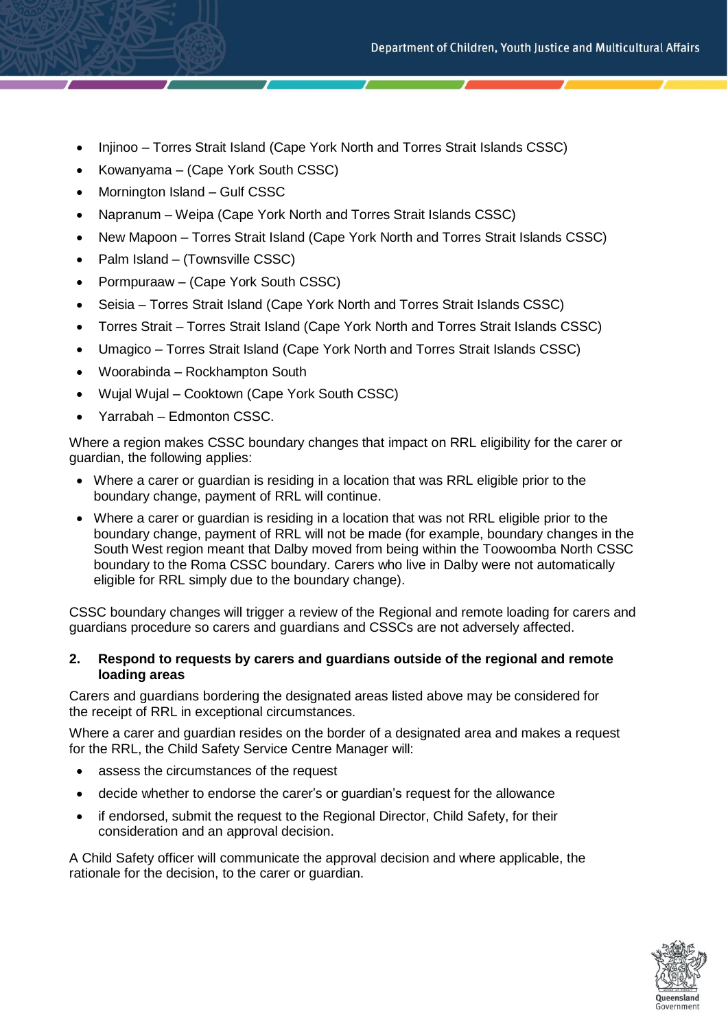- Injinoo – Torres Strait Island (Cape York North and Torres Strait Islands CSSC)
- Kowanyama – (Cape York South CSSC)
- Mornington Island – Gulf CSSC
- Napranum – Weipa (Cape York North and Torres Strait Islands CSSC)
- New Mapoon – Torres Strait Island (Cape York North and Torres Strait Islands CSSC)
- Palm Island – (Townsville CSSC)
- Pormpuraaw – (Cape York South CSSC)
- Seisia – Torres Strait Island (Cape York North and Torres Strait Islands CSSC)
- Torres Strait – Torres Strait Island (Cape York North and Torres Strait Islands CSSC)
- Umagico – Torres Strait Island (Cape York North and Torres Strait Islands CSSC)
- Woorabinda – Rockhampton South
- Wujal Wujal – Cooktown (Cape York South CSSC)
- Yarrabah – Edmonton CSSC.

Where a region makes CSSC boundary changes that impact on RRL eligibility for the carer or guardian, the following applies:

- Where a carer or guardian is residing in a location that was RRL eligible prior to the boundary change, payment of RRL will continue.
- Where a carer or guardian is residing in a location that was not RRL eligible prior to the boundary change, payment of RRL will not be made (for example, boundary changes in the South West region meant that Dalby moved from being within the Toowoomba North CSSC boundary to the Roma CSSC boundary. Carers who live in Dalby were not automatically eligible for RRL simply due to the boundary change).

CSSC boundary changes will trigger a review of the Regional and remote loading for carers and guardians procedure so carers and guardians and CSSCs are not adversely affected.

### 2. Respond to requests by carers and guardians outside of the regional and remote loading areas

Carers and guardians bordering the designated areas listed above may be considered for the receipt of RRL in exceptional circumstances.

Where a carer and guardian resides on the border of a designated area and makes a request for the RRL, the Child Safety Service Centre Manager will:

- assess the circumstances of the request
- decide whether to endorse the carer's or guardian's request for the allowance
- if endorsed, submit the request to the Regional Director, Child Safety, for their consideration and an approval decision.

A Child Safety officer will communicate the approval decision and where applicable, the rationale for the decision, to the carer or guardian.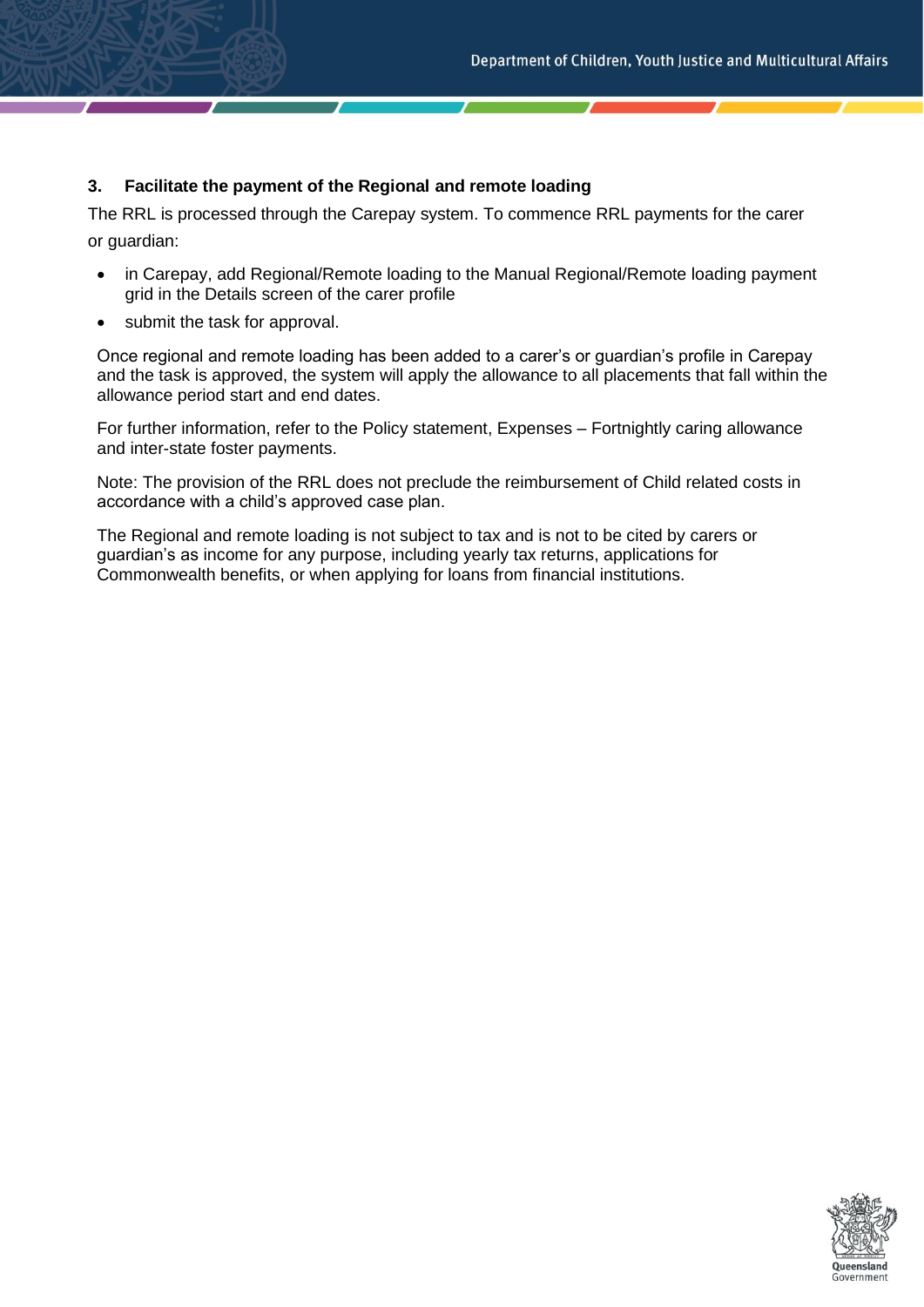### 3. Facilitate the payment of the Regional and remote loading

The RRL is processed through the Carepay system. To commence RRL payments for the carer or guardian:

- in Carepay, add Regional/Remote loading to the Manual Regional/Remote loading payment grid in the Details screen of the carer profile
- submit the task for approval.

Once regional and remote loading has been added to a carer's or guardian's profile in Carepay and the task is approved, the system will apply the allowance to all placements that fall within the allowance period start and end dates.

For further information, refer to the Policy statement, Expenses – Fortnightly caring allowance and inter-state foster payments.

Note: The provision of the RRL does not preclude the reimbursement of Child related costs in accordance with a child's approved case plan.

The Regional and remote loading is not subject to tax and is not to be cited by carers or guardian's as income for any purpose, including yearly tax returns, applications for Commonwealth benefits, or when applying for loans from financial institutions.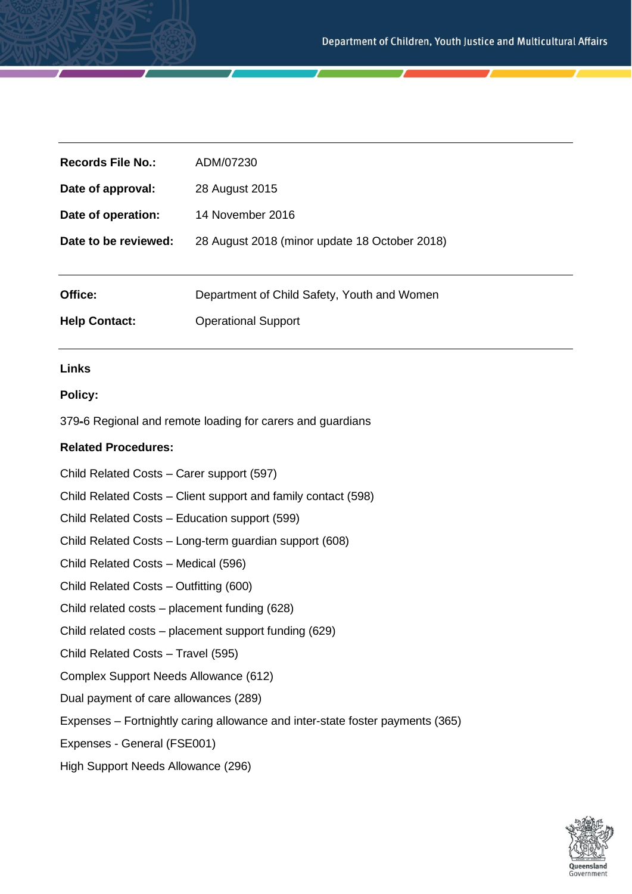| | |
|---|---|
| **Records File No.:** | ADM/07230 |
| **Date of approval:** | 28 August 2015 |
| **Date of operation:** | 14 November 2016 |
| **Date to be reviewed:** | 28 August 2018 (minor update 18 October 2018) |

| | |
|---|---|
| **Office:** | Department of Child Safety, Youth and Women |
| **Help Contact:** | Operational Support |

**Links**

**Policy:**

379-6 Regional and remote loading for carers and guardians

**Related Procedures:**

Child Related Costs – Carer support (597)

Child Related Costs – Client support and family contact (598)

Child Related Costs – Education support (599)

Child Related Costs – Long-term guardian support (608)

Child Related Costs – Medical (596)

Child Related Costs – Outfitting (600)

Child related costs – placement funding (628)

Child related costs – placement support funding (629)

Child Related Costs – Travel (595)

Complex Support Needs Allowance (612)

Dual payment of care allowances (289)

Expenses – Fortnightly caring allowance and inter-state foster payments (365)

Expenses - General (FSE001)

High Support Needs Allowance (296)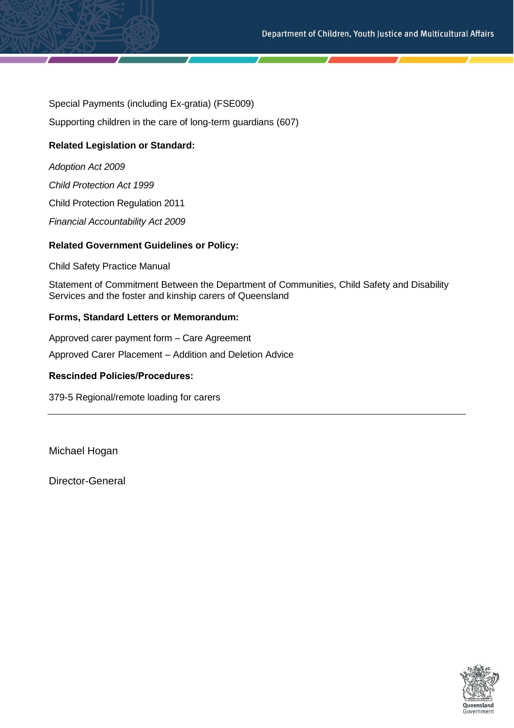Special Payments (including Ex-gratia) (FSE009)

Supporting children in the care of long-term guardians (607)

**Related Legislation or Standard:**

*Adoption Act 2009*

*Child Protection Act 1999*

Child Protection Regulation 2011

*Financial Accountability Act 2009*

**Related Government Guidelines or Policy:**

Child Safety Practice Manual

Statement of Commitment Between the Department of Communities, Child Safety and Disability Services and the foster and kinship carers of Queensland

**Forms, Standard Letters or Memorandum:**

Approved carer payment form – Care Agreement

Approved Carer Placement – Addition and Deletion Advice

**Rescinded Policies/Procedures:**

379-5 Regional/remote loading for carers

---

Michael Hogan

Director-General